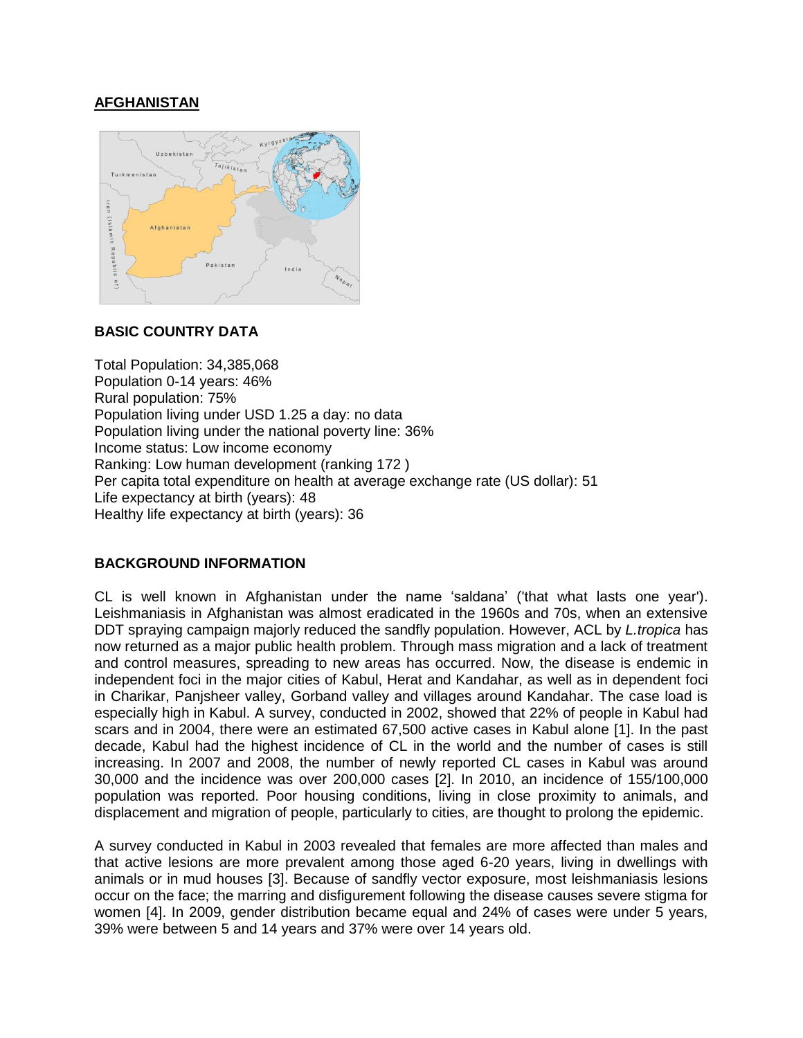# AFGHANISTAN

## BASIC COUNTRY DATA

Total Population: 34,385,068
Population 0-14 years: 46%
Rural population: 75%
Population living under USD 1.25 a day: no data
Population living under the national poverty line: 36%
Income status: Low income economy
Ranking: Low human development (ranking 172 )
Per capita total expenditure on health at average exchange rate (US dollar): 51
Life expectancy at birth (years): 48
Healthy life expectancy at birth (years): 36

## BACKGROUND INFORMATION

CL is well known in Afghanistan under the name 'saldana' ('that what lasts one year'). Leishmaniasis in Afghanistan was almost eradicated in the 1960s and 70s, when an extensive DDT spraying campaign majorly reduced the sandfly population. However, ACL by *L.tropica* has now returned as a major public health problem. Through mass migration and a lack of treatment and control measures, spreading to new areas has occurred. Now, the disease is endemic in independent foci in the major cities of Kabul, Herat and Kandahar, as well as in dependent foci in Charikar, Panjsheer valley, Gorband valley and villages around Kandahar. The case load is especially high in Kabul. A survey, conducted in 2002, showed that 22% of people in Kabul had scars and in 2004, there were an estimated 67,500 active cases in Kabul alone [1]. In the past decade, Kabul had the highest incidence of CL in the world and the number of cases is still increasing. In 2007 and 2008, the number of newly reported CL cases in Kabul was around 30,000 and the incidence was over 200,000 cases [2]. In 2010, an incidence of 155/100,000 population was reported. Poor housing conditions, living in close proximity to animals, and displacement and migration of people, particularly to cities, are thought to prolong the epidemic.

A survey conducted in Kabul in 2003 revealed that females are more affected than males and that active lesions are more prevalent among those aged 6-20 years, living in dwellings with animals or in mud houses [3]. Because of sandfly vector exposure, most leishmaniasis lesions occur on the face; the marring and disfigurement following the disease causes severe stigma for women [4]. In 2009, gender distribution became equal and 24% of cases were under 5 years, 39% were between 5 and 14 years and 37% were over 14 years old.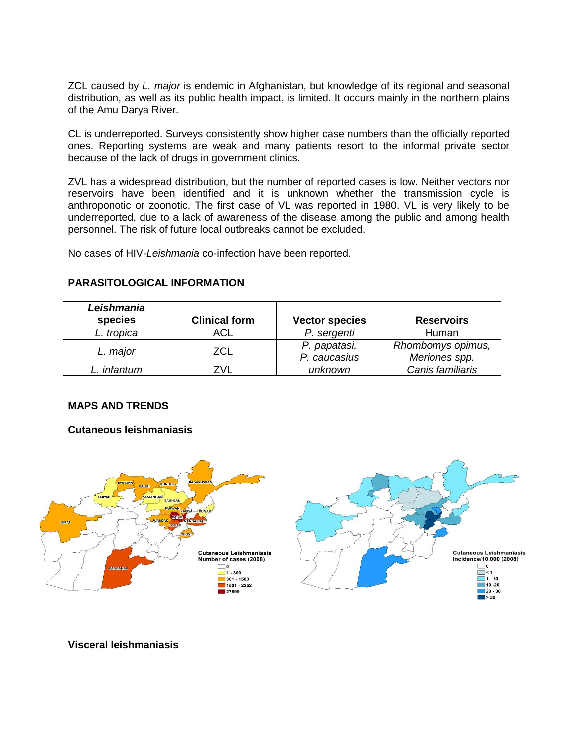ZCL caused by *L. major* is endemic in Afghanistan, but knowledge of its regional and seasonal distribution, as well as its public health impact, is limited. It occurs mainly in the northern plains of the Amu Darya River.

CL is underreported. Surveys consistently show higher case numbers than the officially reported ones. Reporting systems are weak and many patients resort to the informal private sector because of the lack of drugs in government clinics.

ZVL has a widespread distribution, but the number of reported cases is low. Neither vectors nor reservoirs have been identified and it is unknown whether the transmission cycle is anthroponotic or zoonotic. The first case of VL was reported in 1980. VL is very likely to be underreported, due to a lack of awareness of the disease among the public and among health personnel. The risk of future local outbreaks cannot be excluded.

No cases of HIV-*Leishmania* co-infection have been reported.

## PARASITOLOGICAL INFORMATION

| *Leishmania* species | Clinical form | Vector species | Reservoirs |
|---|---|---|---|
| *L. tropica* | ACL | *P. sergenti* | Human |
| *L. major* | ZCL | *P. papatasi, P. caucasius* | *Rhombomys opimus, Meriones spp.* |
| *L. infantum* | ZVL | *unknown* | *Canis familiaris* |

## MAPS AND TRENDS

### Cutaneous leishmaniasis

Cutaneous Leishmaniasis Number of cases (2008): 0; 1 - 300; 301 - 1500; 1501 - 2252; 27599

Cutaneous Leishmaniasis Incidence/10.000 (2008): 0; < 1; 1 - 10; 10 - 20; 20 - 30; > 30

### Visceral leishmaniasis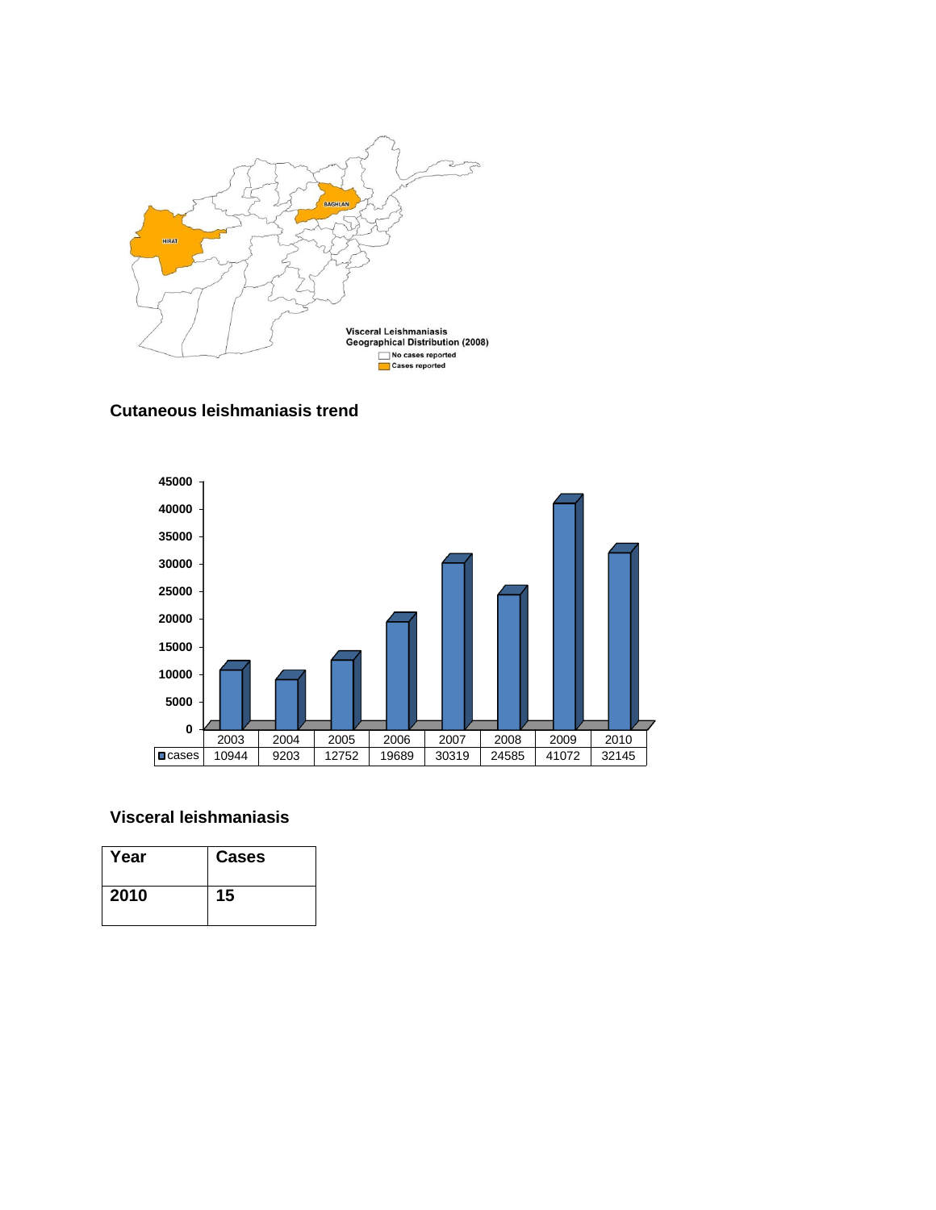Visceral Leishmaniasis
Geographical Distribution (2008)
No cases reported
Cases reported

HIRAT
BAGHLAN

## Cutaneous leishmaniasis trend

|  | 2003 | 2004 | 2005 | 2006 | 2007 | 2008 | 2009 | 2010 |
|---|---|---|---|---|---|---|---|---|
| cases | 10944 | 9203 | 12752 | 19689 | 30319 | 24585 | 41072 | 32145 |

## Visceral leishmaniasis

| Year | Cases |
|---|---|
| 2010 | 15 |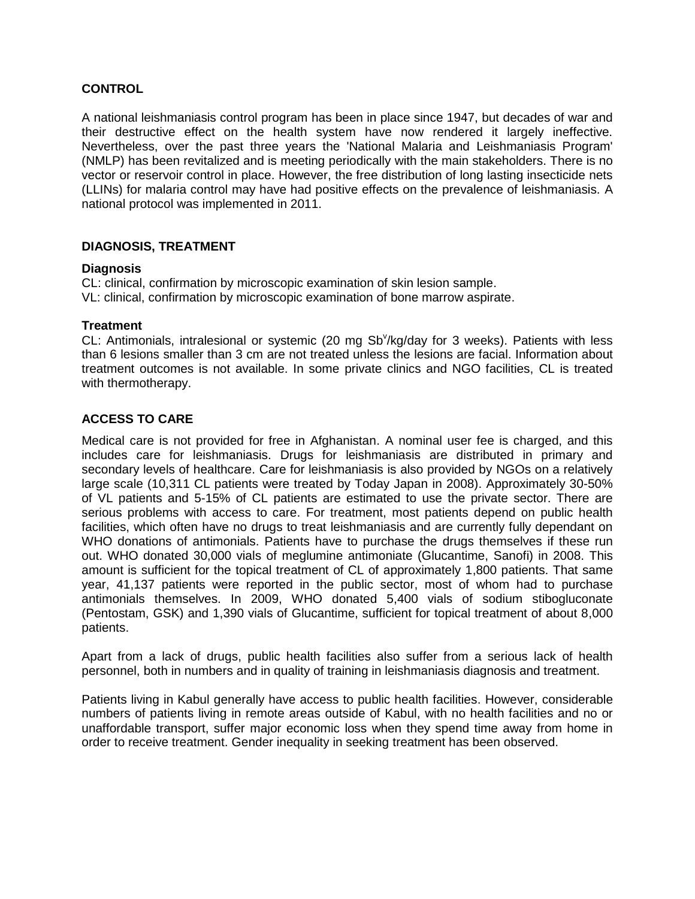## CONTROL

A national leishmaniasis control program has been in place since 1947, but decades of war and their destructive effect on the health system have now rendered it largely ineffective. Nevertheless, over the past three years the 'National Malaria and Leishmaniasis Program' (NMLP) has been revitalized and is meeting periodically with the main stakeholders. There is no vector or reservoir control in place. However, the free distribution of long lasting insecticide nets (LLINs) for malaria control may have had positive effects on the prevalence of leishmaniasis. A national protocol was implemented in 2011.

## DIAGNOSIS, TREATMENT

### Diagnosis

CL: clinical, confirmation by microscopic examination of skin lesion sample.
VL: clinical, confirmation by microscopic examination of bone marrow aspirate.

### Treatment

CL: Antimonials, intralesional or systemic (20 mg $Sb^{V}$/kg/day for 3 weeks). Patients with less than 6 lesions smaller than 3 cm are not treated unless the lesions are facial. Information about treatment outcomes is not available. In some private clinics and NGO facilities, CL is treated with thermotherapy.

## ACCESS TO CARE

Medical care is not provided for free in Afghanistan. A nominal user fee is charged, and this includes care for leishmaniasis. Drugs for leishmaniasis are distributed in primary and secondary levels of healthcare. Care for leishmaniasis is also provided by NGOs on a relatively large scale (10,311 CL patients were treated by Today Japan in 2008). Approximately 30-50% of VL patients and 5-15% of CL patients are estimated to use the private sector. There are serious problems with access to care. For treatment, most patients depend on public health facilities, which often have no drugs to treat leishmaniasis and are currently fully dependant on WHO donations of antimonials. Patients have to purchase the drugs themselves if these run out. WHO donated 30,000 vials of meglumine antimoniate (Glucantime, Sanofi) in 2008. This amount is sufficient for the topical treatment of CL of approximately 1,800 patients. That same year, 41,137 patients were reported in the public sector, most of whom had to purchase antimonials themselves. In 2009, WHO donated 5,400 vials of sodium stibogluconate (Pentostam, GSK) and 1,390 vials of Glucantime, sufficient for topical treatment of about 8,000 patients.

Apart from a lack of drugs, public health facilities also suffer from a serious lack of health personnel, both in numbers and in quality of training in leishmaniasis diagnosis and treatment.

Patients living in Kabul generally have access to public health facilities. However, considerable numbers of patients living in remote areas outside of Kabul, with no health facilities and no or unaffordable transport, suffer major economic loss when they spend time away from home in order to receive treatment. Gender inequality in seeking treatment has been observed.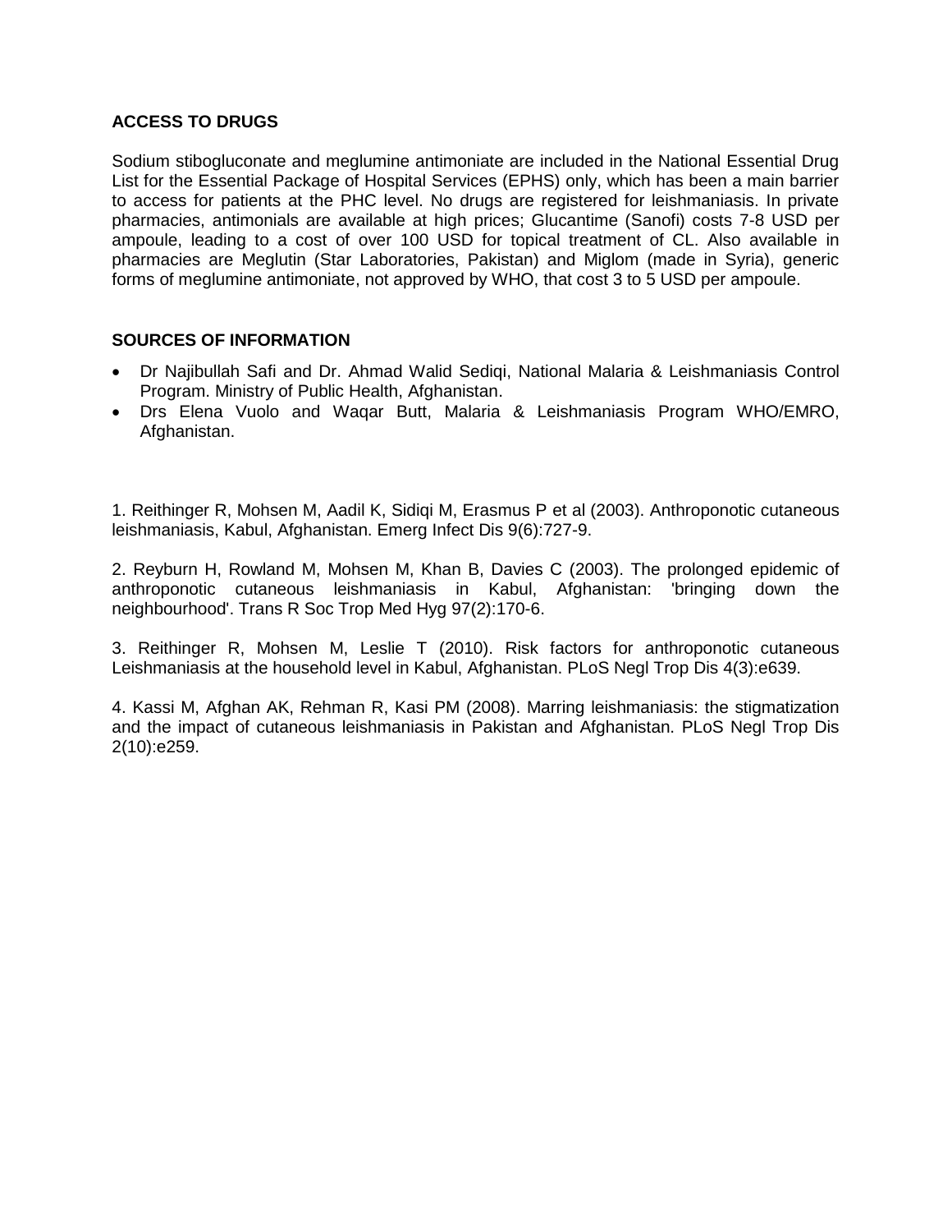## ACCESS TO DRUGS

Sodium stibogluconate and meglumine antimoniate are included in the National Essential Drug List for the Essential Package of Hospital Services (EPHS) only, which has been a main barrier to access for patients at the PHC level. No drugs are registered for leishmaniasis. In private pharmacies, antimonials are available at high prices; Glucantime (Sanofi) costs 7-8 USD per ampoule, leading to a cost of over 100 USD for topical treatment of CL. Also available in pharmacies are Meglutin (Star Laboratories, Pakistan) and Miglom (made in Syria), generic forms of meglumine antimoniate, not approved by WHO, that cost 3 to 5 USD per ampoule.

## SOURCES OF INFORMATION

- Dr Najibullah Safi and Dr. Ahmad Walid Sediqi, National Malaria & Leishmaniasis Control Program. Ministry of Public Health, Afghanistan.
- Drs Elena Vuolo and Waqar Butt, Malaria & Leishmaniasis Program WHO/EMRO, Afghanistan.

1. Reithinger R, Mohsen M, Aadil K, Sidiqi M, Erasmus P et al (2003). Anthroponotic cutaneous leishmaniasis, Kabul, Afghanistan. Emerg Infect Dis 9(6):727-9.

2. Reyburn H, Rowland M, Mohsen M, Khan B, Davies C (2003). The prolonged epidemic of anthroponotic cutaneous leishmaniasis in Kabul, Afghanistan: 'bringing down the neighbourhood'. Trans R Soc Trop Med Hyg 97(2):170-6.

3. Reithinger R, Mohsen M, Leslie T (2010). Risk factors for anthroponotic cutaneous Leishmaniasis at the household level in Kabul, Afghanistan. PLoS Negl Trop Dis 4(3):e639.

4. Kassi M, Afghan AK, Rehman R, Kasi PM (2008). Marring leishmaniasis: the stigmatization and the impact of cutaneous leishmaniasis in Pakistan and Afghanistan. PLoS Negl Trop Dis 2(10):e259.